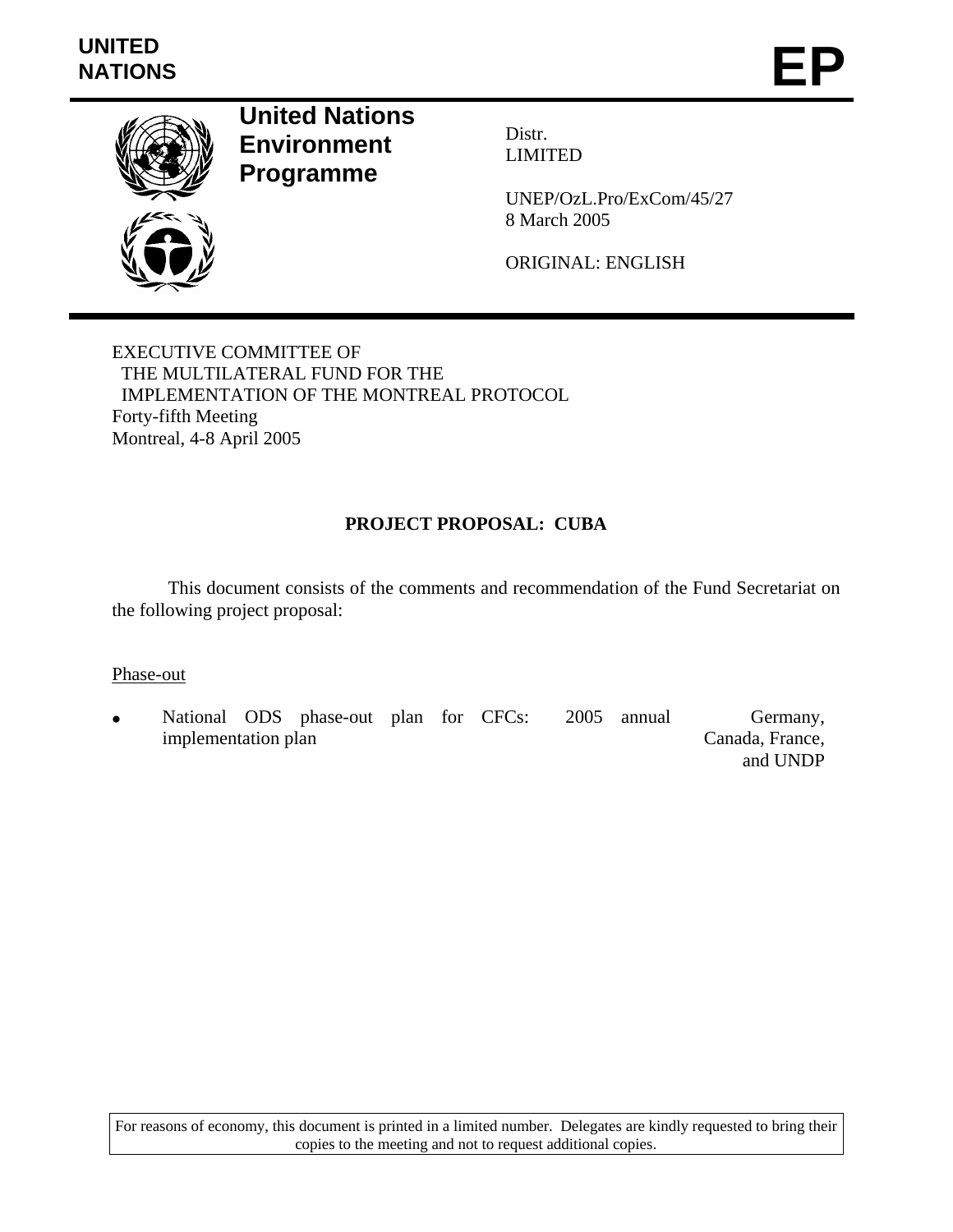UNITED NATIONS

# EP

**United Nations Environment Programme**

Distr.
LIMITED

UNEP/OzL.Pro/ExCom/45/27
8 March 2005

ORIGINAL: ENGLISH

EXECUTIVE COMMITTEE OF
THE MULTILATERAL FUND FOR THE
IMPLEMENTATION OF THE MONTREAL PROTOCOL
Forty-fifth Meeting
Montreal, 4-8 April 2005

## PROJECT PROPOSAL: CUBA

This document consists of the comments and recommendation of the Fund Secretariat on the following project proposal:

Phase-out

- National ODS phase-out plan for CFCs: 2005 annual implementation plan — Germany, Canada, France, and UNDP

For reasons of economy, this document is printed in a limited number. Delegates are kindly requested to bring their copies to the meeting and not to request additional copies.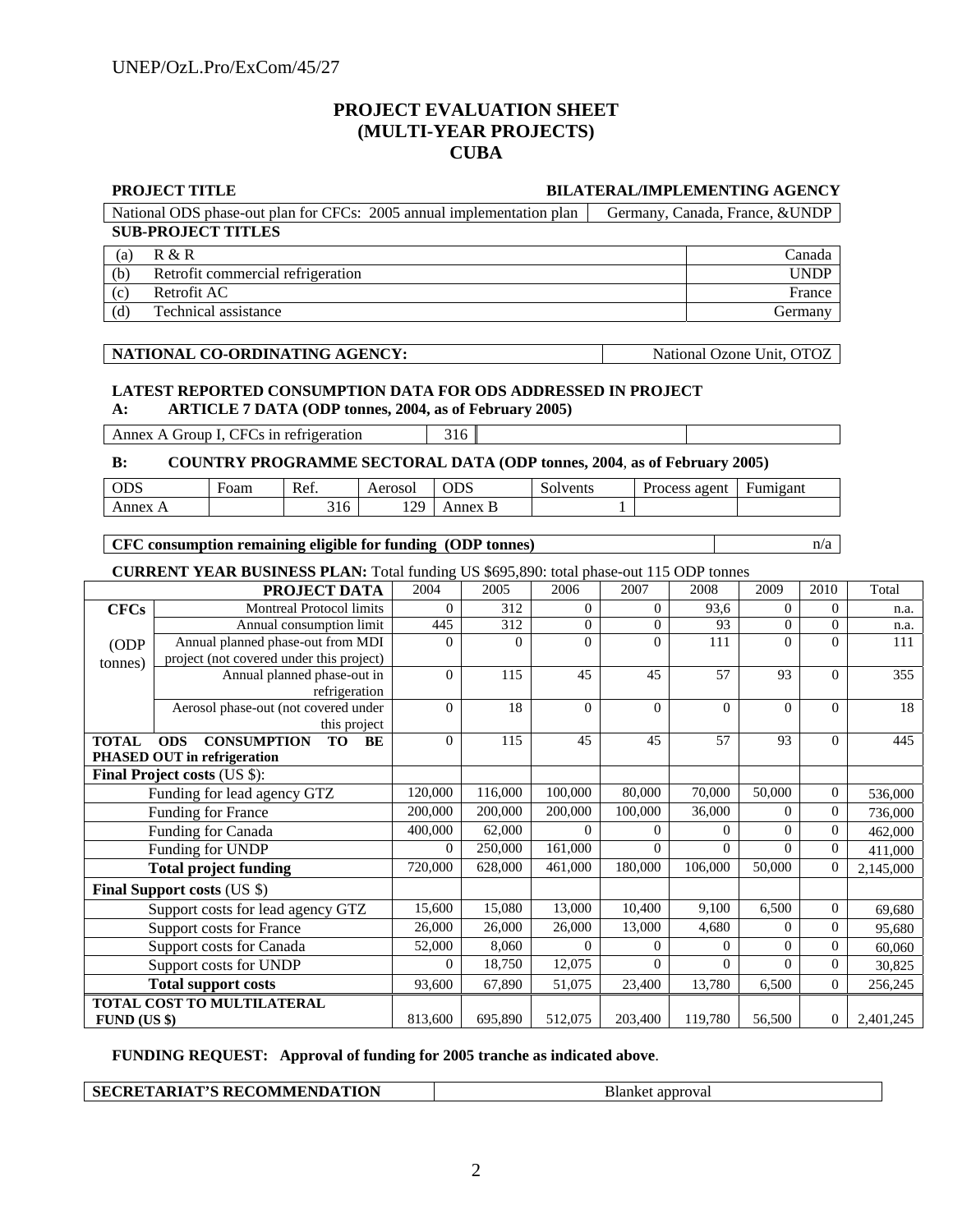# PROJECT EVALUATION SHEET
# (MULTI-YEAR PROJECTS)
# CUBA

| PROJECT TITLE | BILATERAL/IMPLEMENTING AGENCY |
|---|---|
| National ODS phase-out plan for CFCs: 2005 annual implementation plan | Germany, Canada, France, &UNDP |

**SUB-PROJECT TITLES**

| | | |
|---|---|---|
| (a) | R & R | Canada |
| (b) | Retrofit commercial refrigeration | UNDP |
| (c) | Retrofit AC | France |
| (d) | Technical assistance | Germany |

| NATIONAL CO-ORDINATING AGENCY: | National Ozone Unit, OTOZ |
|---|---|

**LATEST REPORTED CONSUMPTION DATA FOR ODS ADDRESSED IN PROJECT**

**A: ARTICLE 7 DATA (ODP tonnes, 2004, as of February 2005)**

| | | | |
|---|---|---|---|
| Annex A Group I, CFCs in refrigeration | 316 | | |

**B: COUNTRY PROGRAMME SECTORAL DATA (ODP tonnes, 2004, as of February 2005)**

| ODS | Foam | Ref. | Aerosol | ODS | Solvents | Process agent | Fumigant |
|---|---|---|---|---|---|---|---|
| Annex A | | 316 | 129 | Annex B | 1 | | |

| CFC consumption remaining eligible for funding (ODP tonnes) | n/a |
|---|---|

**CURRENT YEAR BUSINESS PLAN:** Total funding US $695,890: total phase-out 115 ODP tonnes

| | PROJECT DATA | 2004 | 2005 | 2006 | 2007 | 2008 | 2009 | 2010 | Total |
|---|---|---|---|---|---|---|---|---|---|
| **CFCs** | Montreal Protocol limits | 0 | 312 | 0 | 0 | 93,6 | 0 | 0 | n.a. |
| | Annual consumption limit | 445 | 312 | 0 | 0 | 93 | 0 | 0 | n.a. |
| (ODP tonnes) | Annual planned phase-out from MDI project (not covered under this project) | 0 | 0 | 0 | 0 | 111 | 0 | 0 | 111 |
| | Annual planned phase-out in refrigeration | 0 | 115 | 45 | 45 | 57 | 93 | 0 | 355 |
| | Aerosol phase-out (not covered under this project | 0 | 18 | 0 | 0 | 0 | 0 | 0 | 18 |
| **TOTAL ODS CONSUMPTION TO BE PHASED OUT in refrigeration** | | 0 | 115 | 45 | 45 | 57 | 93 | 0 | 445 |
| **Final Project costs** (US $): | | | | | | | | | |
| | Funding for lead agency GTZ | 120,000 | 116,000 | 100,000 | 80,000 | 70,000 | 50,000 | 0 | 536,000 |
| | Funding for France | 200,000 | 200,000 | 200,000 | 100,000 | 36,000 | 0 | 0 | 736,000 |
| | Funding for Canada | 400,000 | 62,000 | 0 | 0 | 0 | 0 | 0 | 462,000 |
| | Funding for UNDP | 0 | 250,000 | 161,000 | 0 | 0 | 0 | 0 | 411,000 |
| | **Total project funding** | 720,000 | 628,000 | 461,000 | 180,000 | 106,000 | 50,000 | 0 | 2,145,000 |
| **Final Support costs** (US $) | | | | | | | | | |
| | Support costs for lead agency GTZ | 15,600 | 15,080 | 13,000 | 10,400 | 9,100 | 6,500 | 0 | 69,680 |
| | Support costs for France | 26,000 | 26,000 | 26,000 | 13,000 | 4,680 | 0 | 0 | 95,680 |
| | Support costs for Canada | 52,000 | 8,060 | 0 | 0 | 0 | 0 | 0 | 60,060 |
| | Support costs for UNDP | 0 | 18,750 | 12,075 | 0 | 0 | 0 | 0 | 30,825 |
| | **Total support costs** | 93,600 | 67,890 | 51,075 | 23,400 | 13,780 | 6,500 | 0 | 256,245 |
| **TOTAL COST TO MULTILATERAL FUND (US $)** | | 813,600 | 695,890 | 512,075 | 203,400 | 119,780 | 56,500 | 0 | 2,401,245 |

**FUNDING REQUEST: Approval of funding for 2005 tranche as indicated above**.

| SECRETARIAT'S RECOMMENDATION | Blanket approval |
|---|---|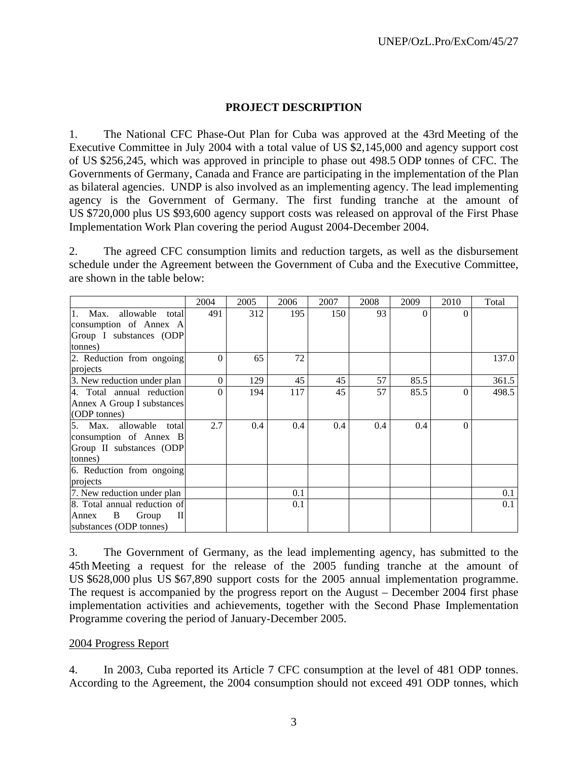## PROJECT DESCRIPTION

1. The National CFC Phase-Out Plan for Cuba was approved at the 43rd Meeting of the Executive Committee in July 2004 with a total value of US $2,145,000 and agency support cost of US $256,245, which was approved in principle to phase out 498.5 ODP tonnes of CFC. The Governments of Germany, Canada and France are participating in the implementation of the Plan as bilateral agencies. UNDP is also involved as an implementing agency. The lead implementing agency is the Government of Germany. The first funding tranche at the amount of US $720,000 plus US $93,600 agency support costs was released on approval of the First Phase Implementation Work Plan covering the period August 2004-December 2004.

2. The agreed CFC consumption limits and reduction targets, as well as the disbursement schedule under the Agreement between the Government of Cuba and the Executive Committee, are shown in the table below:

| | 2004 | 2005 | 2006 | 2007 | 2008 | 2009 | 2010 | Total |
|---|---|---|---|---|---|---|---|---|
| 1. Max. allowable total consumption of Annex A Group I substances (ODP tonnes) | 491 | 312 | 195 | 150 | 93 | 0 | 0 | |
| 2. Reduction from ongoing projects | 0 | 65 | 72 | | | | | 137.0 |
| 3. New reduction under plan | 0 | 129 | 45 | 45 | 57 | 85.5 | | 361.5 |
| 4. Total annual reduction Annex A Group I substances (ODP tonnes) | 0 | 194 | 117 | 45 | 57 | 85.5 | 0 | 498.5 |
| 5. Max. allowable total consumption of Annex B Group II substances (ODP tonnes) | 2.7 | 0.4 | 0.4 | 0.4 | 0.4 | 0.4 | 0 | |
| 6. Reduction from ongoing projects | | | | | | | | |
| 7. New reduction under plan | | | 0.1 | | | | | 0.1 |
| 8. Total annual reduction of Annex B Group II substances (ODP tonnes) | | | 0.1 | | | | | 0.1 |

3. The Government of Germany, as the lead implementing agency, has submitted to the 45th Meeting a request for the release of the 2005 funding tranche at the amount of US $628,000 plus US $67,890 support costs for the 2005 annual implementation programme. The request is accompanied by the progress report on the August – December 2004 first phase implementation activities and achievements, together with the Second Phase Implementation Programme covering the period of January-December 2005.

2004 Progress Report

4. In 2003, Cuba reported its Article 7 CFC consumption at the level of 481 ODP tonnes. According to the Agreement, the 2004 consumption should not exceed 491 ODP tonnes, which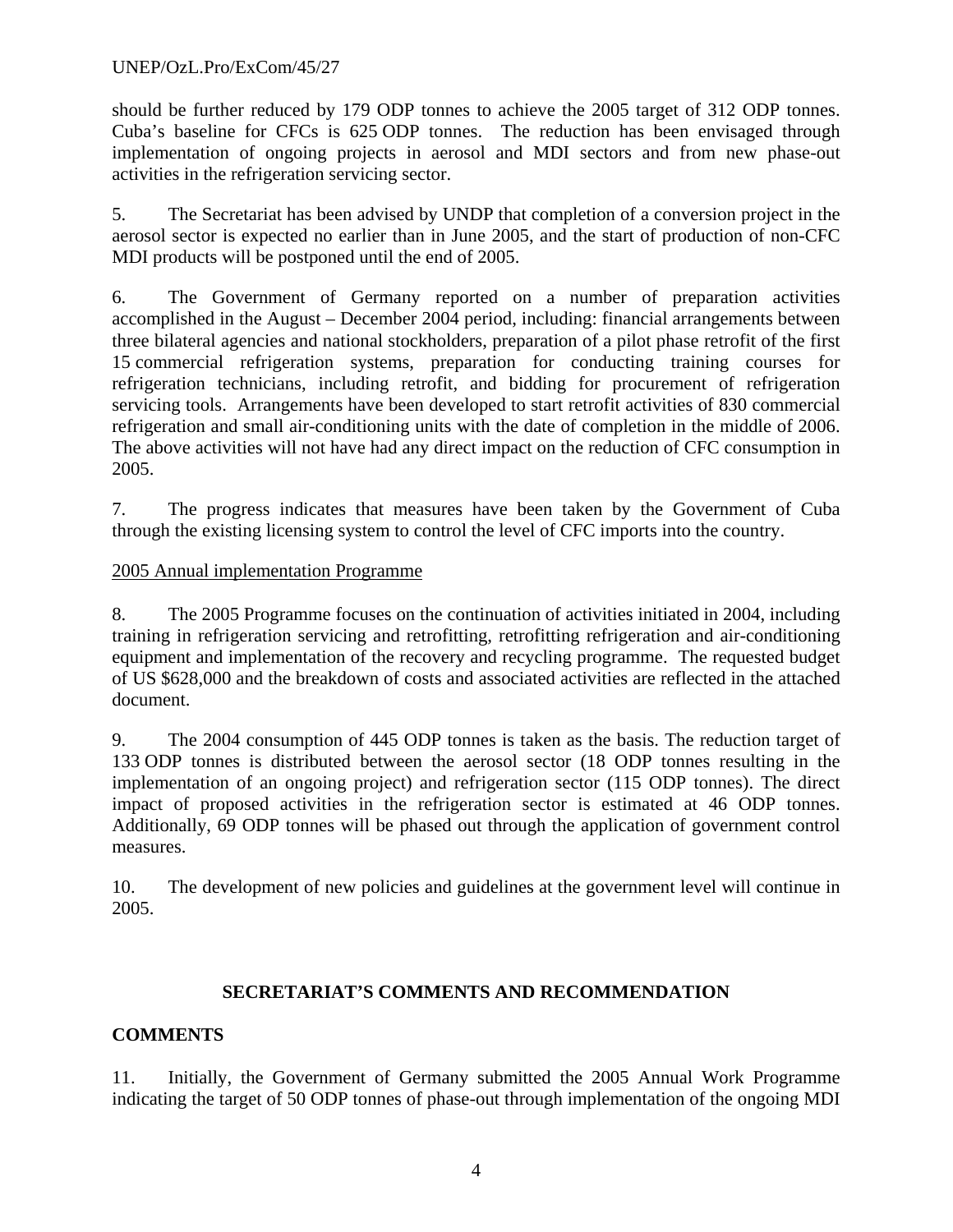should be further reduced by 179 ODP tonnes to achieve the 2005 target of 312 ODP tonnes. Cuba's baseline for CFCs is 625 ODP tonnes. The reduction has been envisaged through implementation of ongoing projects in aerosol and MDI sectors and from new phase-out activities in the refrigeration servicing sector.

5. The Secretariat has been advised by UNDP that completion of a conversion project in the aerosol sector is expected no earlier than in June 2005, and the start of production of non-CFC MDI products will be postponed until the end of 2005.

6. The Government of Germany reported on a number of preparation activities accomplished in the August – December 2004 period, including: financial arrangements between three bilateral agencies and national stockholders, preparation of a pilot phase retrofit of the first 15 commercial refrigeration systems, preparation for conducting training courses for refrigeration technicians, including retrofit, and bidding for procurement of refrigeration servicing tools. Arrangements have been developed to start retrofit activities of 830 commercial refrigeration and small air-conditioning units with the date of completion in the middle of 2006. The above activities will not have had any direct impact on the reduction of CFC consumption in 2005.

7. The progress indicates that measures have been taken by the Government of Cuba through the existing licensing system to control the level of CFC imports into the country.

2005 Annual implementation Programme

8. The 2005 Programme focuses on the continuation of activities initiated in 2004, including training in refrigeration servicing and retrofitting, retrofitting refrigeration and air-conditioning equipment and implementation of the recovery and recycling programme. The requested budget of US $628,000 and the breakdown of costs and associated activities are reflected in the attached document.

9. The 2004 consumption of 445 ODP tonnes is taken as the basis. The reduction target of 133 ODP tonnes is distributed between the aerosol sector (18 ODP tonnes resulting in the implementation of an ongoing project) and refrigeration sector (115 ODP tonnes). The direct impact of proposed activities in the refrigeration sector is estimated at 46 ODP tonnes. Additionally, 69 ODP tonnes will be phased out through the application of government control measures.

10. The development of new policies and guidelines at the government level will continue in 2005.

## SECRETARIAT'S COMMENTS AND RECOMMENDATION

### COMMENTS

11. Initially, the Government of Germany submitted the 2005 Annual Work Programme indicating the target of 50 ODP tonnes of phase-out through implementation of the ongoing MDI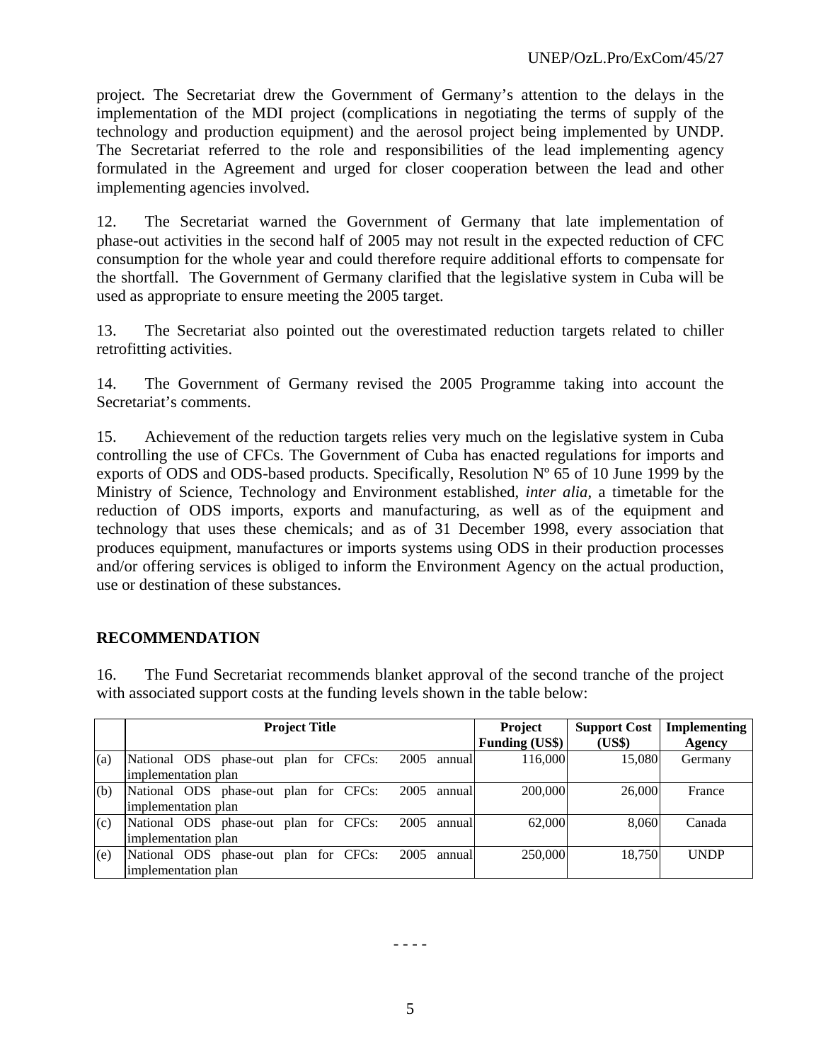project. The Secretariat drew the Government of Germany's attention to the delays in the implementation of the MDI project (complications in negotiating the terms of supply of the technology and production equipment) and the aerosol project being implemented by UNDP. The Secretariat referred to the role and responsibilities of the lead implementing agency formulated in the Agreement and urged for closer cooperation between the lead and other implementing agencies involved.

12. The Secretariat warned the Government of Germany that late implementation of phase-out activities in the second half of 2005 may not result in the expected reduction of CFC consumption for the whole year and could therefore require additional efforts to compensate for the shortfall. The Government of Germany clarified that the legislative system in Cuba will be used as appropriate to ensure meeting the 2005 target.

13. The Secretariat also pointed out the overestimated reduction targets related to chiller retrofitting activities.

14. The Government of Germany revised the 2005 Programme taking into account the Secretariat's comments.

15. Achievement of the reduction targets relies very much on the legislative system in Cuba controlling the use of CFCs. The Government of Cuba has enacted regulations for imports and exports of ODS and ODS-based products. Specifically, Resolution Nº 65 of 10 June 1999 by the Ministry of Science, Technology and Environment established, *inter alia*, a timetable for the reduction of ODS imports, exports and manufacturing, as well as of the equipment and technology that uses these chemicals; and as of 31 December 1998, every association that produces equipment, manufactures or imports systems using ODS in their production processes and/or offering services is obliged to inform the Environment Agency on the actual production, use or destination of these substances.

## RECOMMENDATION

16. The Fund Secretariat recommends blanket approval of the second tranche of the project with associated support costs at the funding levels shown in the table below:

| | Project Title | Project Funding (US$) | Support Cost (US$) | Implementing Agency |
|---|---|---|---|---|
| (a) | National ODS phase-out plan for CFCs: 2005 annual implementation plan | 116,000 | 15,080 | Germany |
| (b) | National ODS phase-out plan for CFCs: 2005 annual implementation plan | 200,000 | 26,000 | France |
| (c) | National ODS phase-out plan for CFCs: 2005 annual implementation plan | 62,000 | 8,060 | Canada |
| (e) | National ODS phase-out plan for CFCs: 2005 annual implementation plan | 250,000 | 18,750 | UNDP |

- - - -